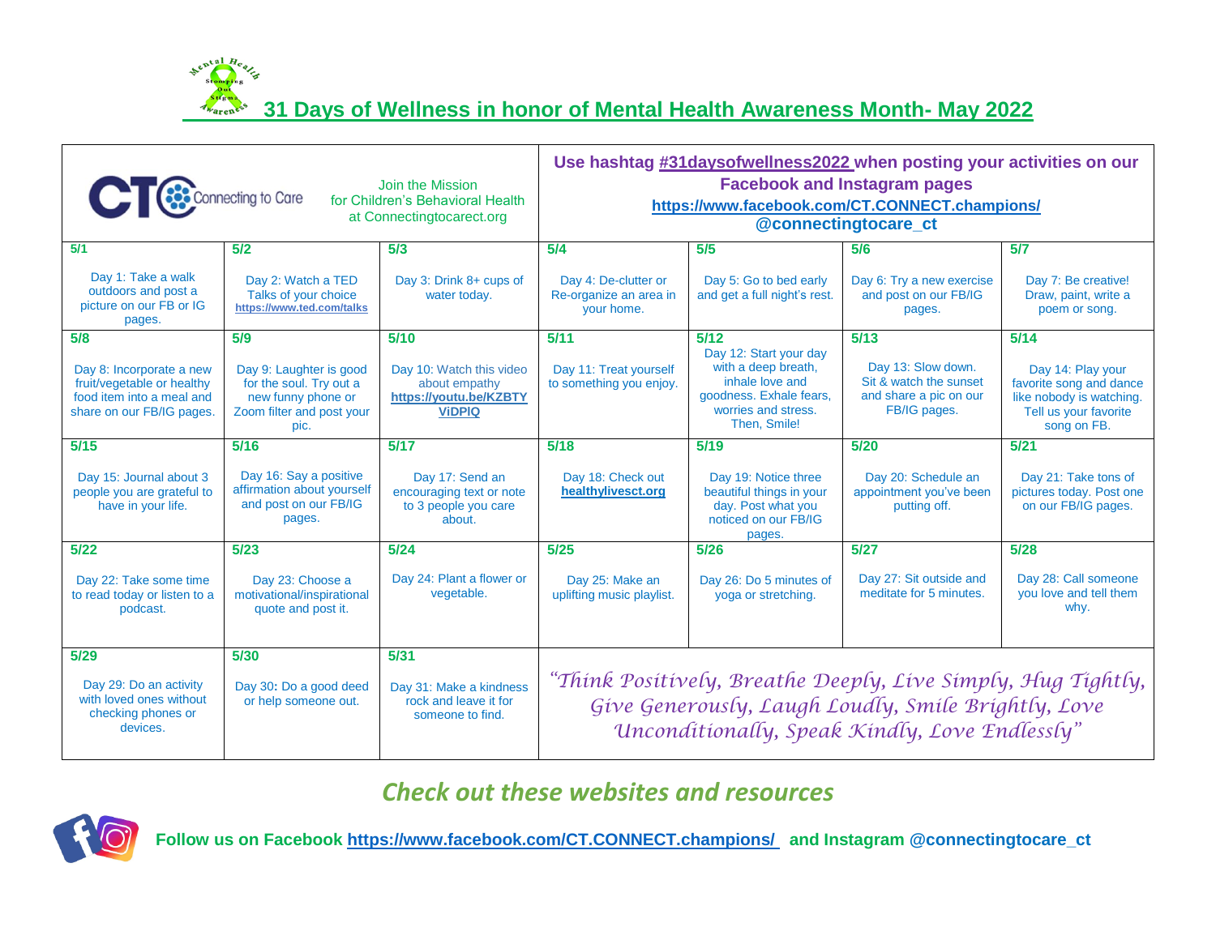# 31 Days of Wellness in honor of Mental Health Awareness Month- May 2022

| CTC Connecting to Care — Join the Mission for Children's Behavioral Health at Connectingtocarect.org | | | **Use hashtag #31daysofwellness2022 when posting your activities on our Facebook and Instagram pages** **https://www.facebook.com/CT.CONNECT.champions/** **@connectingtocare_ct** | | | |
|---|---|---|---|---|---|---|
| **5/1** Day 1: Take a walk outdoors and post a picture on our FB or IG pages. | **5/2** Day 2: Watch a TED Talks of your choice https://www.ted.com/talks | **5/3** Day 3: Drink 8+ cups of water today. | **5/4** Day 4: De-clutter or Re-organize an area in your home. | **5/5** Day 5: Go to bed early and get a full night's rest. | **5/6** Day 6: Try a new exercise and post on our FB/IG pages. | **5/7** Day 7: Be creative! Draw, paint, write a poem or song. |
| **5/8** Day 8: Incorporate a new fruit/vegetable or healthy food item into a meal and share on our FB/IG pages. | **5/9** Day 9: Laughter is good for the soul. Try out a new funny phone or Zoom filter and post your pic. | **5/10** Day 10: Watch this video about empathy **https://youtu.be/KZBTYViDPlQ** | **5/11** Day 11: Treat yourself to something you enjoy. | **5/12** Day 12: Start your day with a deep breath, inhale love and goodness. Exhale fears, worries and stress. Then, Smile! | **5/13** Day 13: Slow down. Sit & watch the sunset and share a pic on our FB/IG pages. | **5/14** Day 14: Play your favorite song and dance like nobody is watching. Tell us your favorite song on FB. |
| **5/15** Day 15: Journal about 3 people you are grateful to have in your life. | **5/16** Day 16: Say a positive affirmation about yourself and post on our FB/IG pages. | **5/17** Day 17: Send an encouraging text or note to 3 people you care about. | **5/18** Day 18: Check out **healthylivesct.org** | **5/19** Day 19: Notice three beautiful things in your day. Post what you noticed on our FB/IG pages. | **5/20** Day 20: Schedule an appointment you've been putting off. | **5/21** Day 21: Take tons of pictures today. Post one on our FB/IG pages. |
| **5/22** Day 22: Take some time to read today or listen to a podcast. | **5/23** Day 23: Choose a motivational/inspirational quote and post it. | **5/24** Day 24: Plant a flower or vegetable. | **5/25** Day 25: Make an uplifting music playlist. | **5/26** Day 26: Do 5 minutes of yoga or stretching. | **5/27** Day 27: Sit outside and meditate for 5 minutes. | **5/28** Day 28: Call someone you love and tell them why. |
| **5/29** Day 29: Do an activity with loved ones without checking phones or devices. | **5/30** Day 30: Do a good deed or help someone out. | **5/31** Day 31: Make a kindness rock and leave it for someone to find. | *"Think Positively, Breathe Deeply, Live Simply, Hug Tightly, Give Generously, Laugh Loudly, Smile Brightly, Love Unconditionally, Speak Kindly, Love Endlessly"* | | | |

## *Check out these websites and resources*

**Follow us on Facebook https://www.facebook.com/CT.CONNECT.champions/ and Instagram @connectingtocare_ct**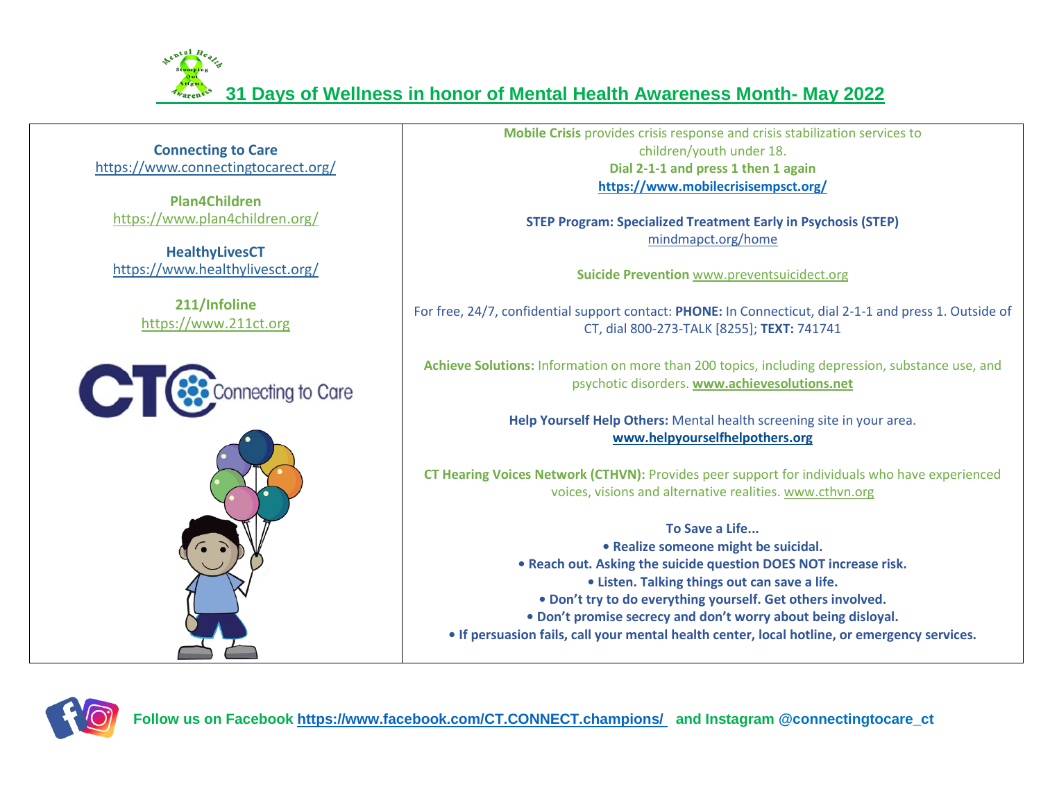# 31 Days of Wellness in honor of Mental Health Awareness Month- May 2022

**Connecting to Care**
https://www.connectingtocarect.org/

**Plan4Children**
https://www.plan4children.org/

**HealthyLivesCT**
https://www.healthylivesct.org/

**211/Infoline**
https://www.211ct.org

**Mobile Crisis** provides crisis response and crisis stabilization services to children/youth under 18.
**Dial 2-1-1 and press 1 then 1 again**
**https://www.mobilecrisisempsct.org/**

**STEP Program: Specialized Treatment Early in Psychosis (STEP)**
mindmapct.org/home

**Suicide Prevention** www.preventsuicidect.org

For free, 24/7, confidential support contact: **PHONE:** In Connecticut, dial 2-1-1 and press 1. Outside of CT, dial 800-273-TALK [8255]; **TEXT:** 741741

**Achieve Solutions:** Information on more than 200 topics, including depression, substance use, and psychotic disorders. **www.achievesolutions.net**

**Help Yourself Help Others:** Mental health screening site in your area.
**www.helpyourselfhelpothers.org**

**CT Hearing Voices Network (CTHVN):** Provides peer support for individuals who have experienced voices, visions and alternative realities. www.cthvn.org

**To Save a Life...**

- **Realize someone might be suicidal.**
- **Reach out. Asking the suicide question DOES NOT increase risk.**
- **Listen. Talking things out can save a life.**
- **Don't try to do everything yourself. Get others involved.**
- **Don't promise secrecy and don't worry about being disloyal.**
- **If persuasion fails, call your mental health center, local hotline, or emergency services.**

**Follow us on Facebook https://www.facebook.com/CT.CONNECT.champions/ and Instagram @connectingtocare_ct**